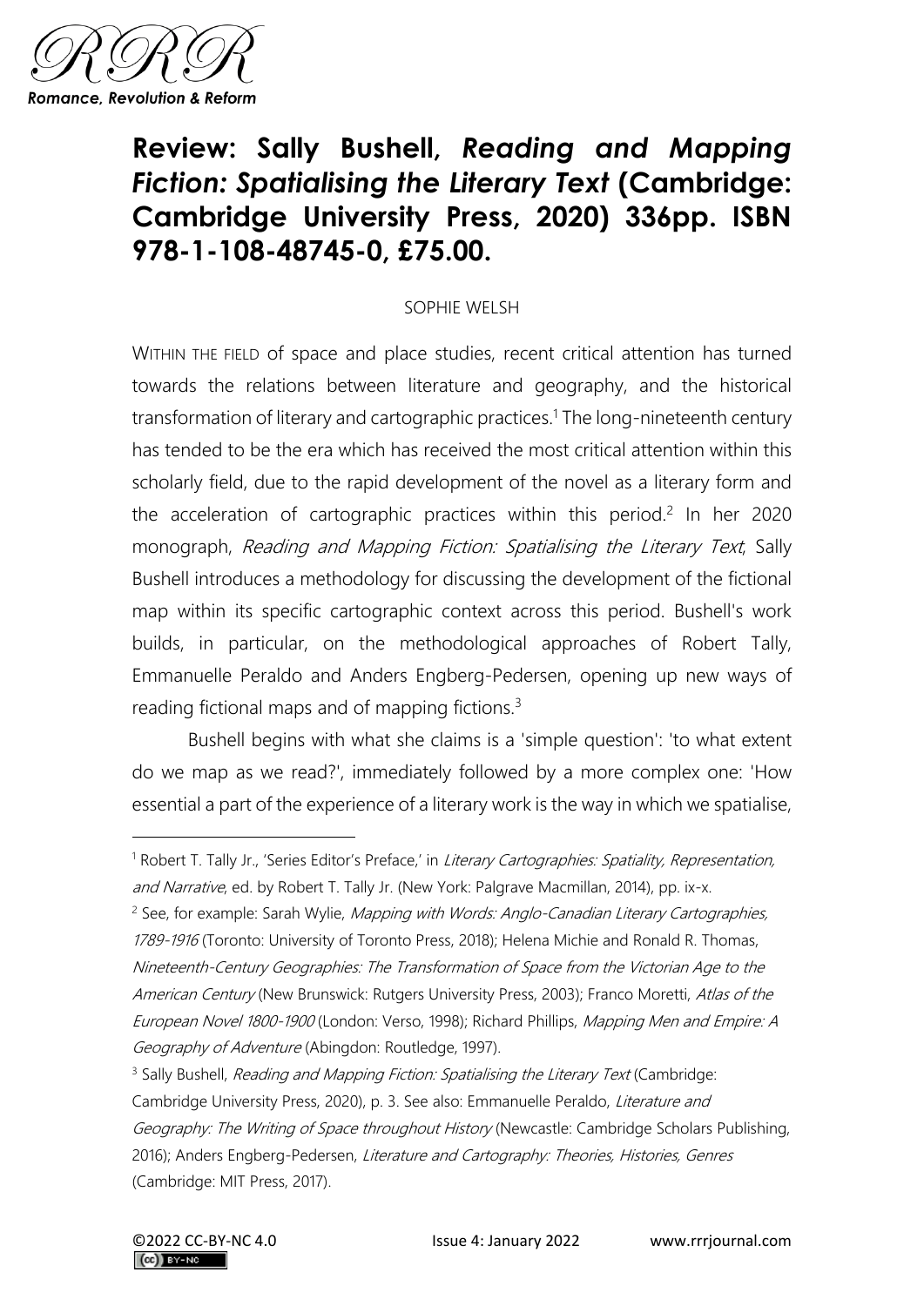# Review: Sally Bushell, *Reading and Mapping Fiction: Spatialising the Literary Text* (Cambridge: Cambridge University Press, 2020) 336pp. ISBN 978-1-108-48745-0, £75.00.

SOPHIE WELSH

WITHIN THE FIELD of space and place studies, recent critical attention has turned towards the relations between literature and geography, and the historical transformation of literary and cartographic practices.[1] The long-nineteenth century has tended to be the era which has received the most critical attention within this scholarly field, due to the rapid development of the novel as a literary form and the acceleration of cartographic practices within this period.[2] In her 2020 monograph, *Reading and Mapping Fiction: Spatialising the Literary Text*, Sally Bushell introduces a methodology for discussing the development of the fictional map within its specific cartographic context across this period. Bushell's work builds, in particular, on the methodological approaches of Robert Tally, Emmanuelle Peraldo and Anders Engberg-Pedersen, opening up new ways of reading fictional maps and of mapping fictions.[3]

Bushell begins with what she claims is a 'simple question': 'to what extent do we map as we read?', immediately followed by a more complex one: 'How essential a part of the experience of a literary work is the way in which we spatialise,

---

[1] Robert T. Tally Jr., 'Series Editor's Preface,' in *Literary Cartographies: Spatiality, Representation, and Narrative*, ed. by Robert T. Tally Jr. (New York: Palgrave Macmillan, 2014), pp. ix-x.

[2] See, for example: Sarah Wylie, *Mapping with Words: Anglo-Canadian Literary Cartographies, 1789-1916* (Toronto: University of Toronto Press, 2018); Helena Michie and Ronald R. Thomas, *Nineteenth-Century Geographies: The Transformation of Space from the Victorian Age to the American Century* (New Brunswick: Rutgers University Press, 2003); Franco Moretti, *Atlas of the European Novel 1800-1900* (London: Verso, 1998); Richard Phillips, *Mapping Men and Empire: A Geography of Adventure* (Abingdon: Routledge, 1997).

[3] Sally Bushell, *Reading and Mapping Fiction: Spatialising the Literary Text* (Cambridge: Cambridge University Press, 2020), p. 3. See also: Emmanuelle Peraldo, *Literature and Geography: The Writing of Space throughout History* (Newcastle: Cambridge Scholars Publishing, 2016); Anders Engberg-Pedersen, *Literature and Cartography: Theories, Histories, Genres* (Cambridge: MIT Press, 2017).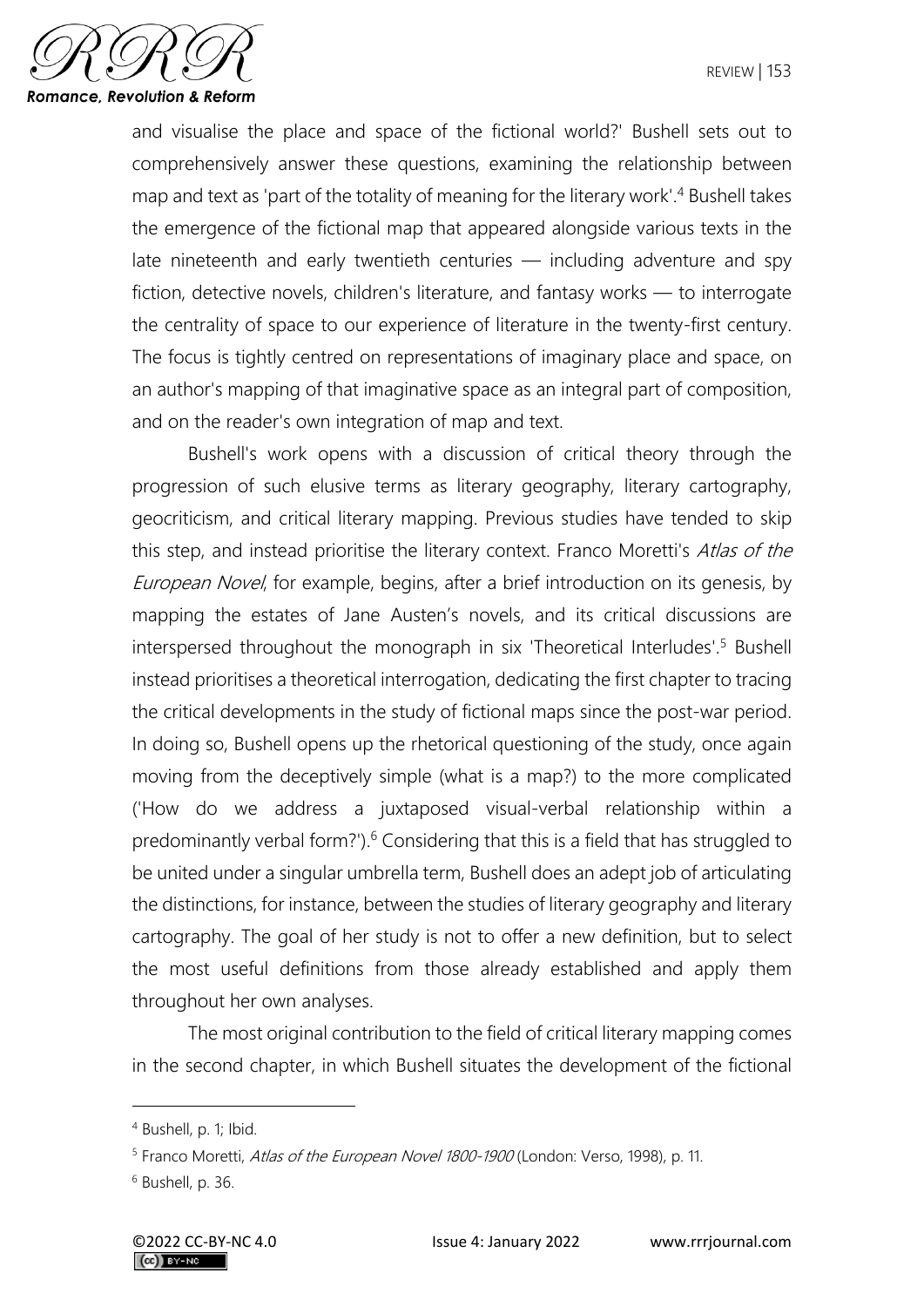and visualise the place and space of the fictional world?' Bushell sets out to comprehensively answer these questions, examining the relationship between map and text as 'part of the totality of meaning for the literary work'.[4] Bushell takes the emergence of the fictional map that appeared alongside various texts in the late nineteenth and early twentieth centuries — including adventure and spy fiction, detective novels, children's literature, and fantasy works — to interrogate the centrality of space to our experience of literature in the twenty-first century. The focus is tightly centred on representations of imaginary place and space, on an author's mapping of that imaginative space as an integral part of composition, and on the reader's own integration of map and text.

Bushell's work opens with a discussion of critical theory through the progression of such elusive terms as literary geography, literary cartography, geocriticism, and critical literary mapping. Previous studies have tended to skip this step, and instead prioritise the literary context. Franco Moretti's *Atlas of the European Novel*, for example, begins, after a brief introduction on its genesis, by mapping the estates of Jane Austen's novels, and its critical discussions are interspersed throughout the monograph in six 'Theoretical Interludes'.[5] Bushell instead prioritises a theoretical interrogation, dedicating the first chapter to tracing the critical developments in the study of fictional maps since the post-war period. In doing so, Bushell opens up the rhetorical questioning of the study, once again moving from the deceptively simple (what is a map?) to the more complicated ('How do we address a juxtaposed visual-verbal relationship within a predominantly verbal form?').[6] Considering that this is a field that has struggled to be united under a singular umbrella term, Bushell does an adept job of articulating the distinctions, for instance, between the studies of literary geography and literary cartography. The goal of her study is not to offer a new definition, but to select the most useful definitions from those already established and apply them throughout her own analyses.

The most original contribution to the field of critical literary mapping comes in the second chapter, in which Bushell situates the development of the fictional

---

[4] Bushell, p. 1; Ibid.

[5] Franco Moretti, *Atlas of the European Novel 1800-1900* (London: Verso, 1998), p. 11.

[6] Bushell, p. 36.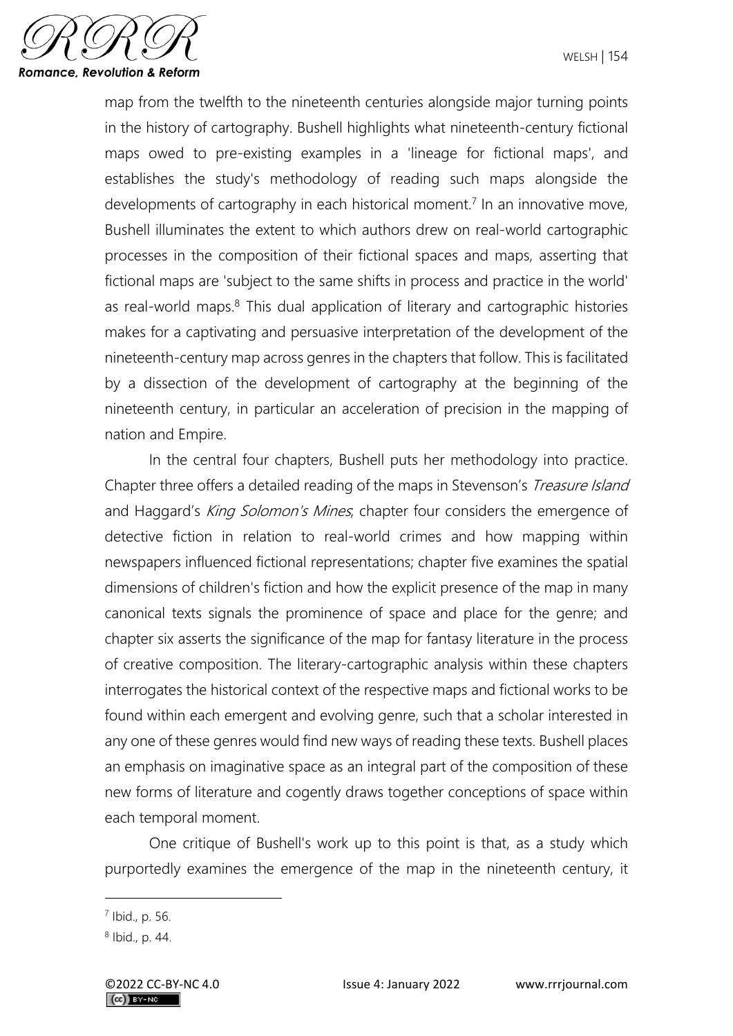map from the twelfth to the nineteenth centuries alongside major turning points in the history of cartography. Bushell highlights what nineteenth-century fictional maps owed to pre-existing examples in a 'lineage for fictional maps', and establishes the study's methodology of reading such maps alongside the developments of cartography in each historical moment.[7] In an innovative move, Bushell illuminates the extent to which authors drew on real-world cartographic processes in the composition of their fictional spaces and maps, asserting that fictional maps are 'subject to the same shifts in process and practice in the world' as real-world maps.[8] This dual application of literary and cartographic histories makes for a captivating and persuasive interpretation of the development of the nineteenth-century map across genres in the chapters that follow. This is facilitated by a dissection of the development of cartography at the beginning of the nineteenth century, in particular an acceleration of precision in the mapping of nation and Empire.

In the central four chapters, Bushell puts her methodology into practice. Chapter three offers a detailed reading of the maps in Stevenson's *Treasure Island* and Haggard's *King Solomon's Mines*; chapter four considers the emergence of detective fiction in relation to real-world crimes and how mapping within newspapers influenced fictional representations; chapter five examines the spatial dimensions of children's fiction and how the explicit presence of the map in many canonical texts signals the prominence of space and place for the genre; and chapter six asserts the significance of the map for fantasy literature in the process of creative composition. The literary-cartographic analysis within these chapters interrogates the historical context of the respective maps and fictional works to be found within each emergent and evolving genre, such that a scholar interested in any one of these genres would find new ways of reading these texts. Bushell places an emphasis on imaginative space as an integral part of the composition of these new forms of literature and cogently draws together conceptions of space within each temporal moment.

One critique of Bushell's work up to this point is that, as a study which purportedly examines the emergence of the map in the nineteenth century, it

---

[7] Ibid., p. 56.

[8] Ibid., p. 44.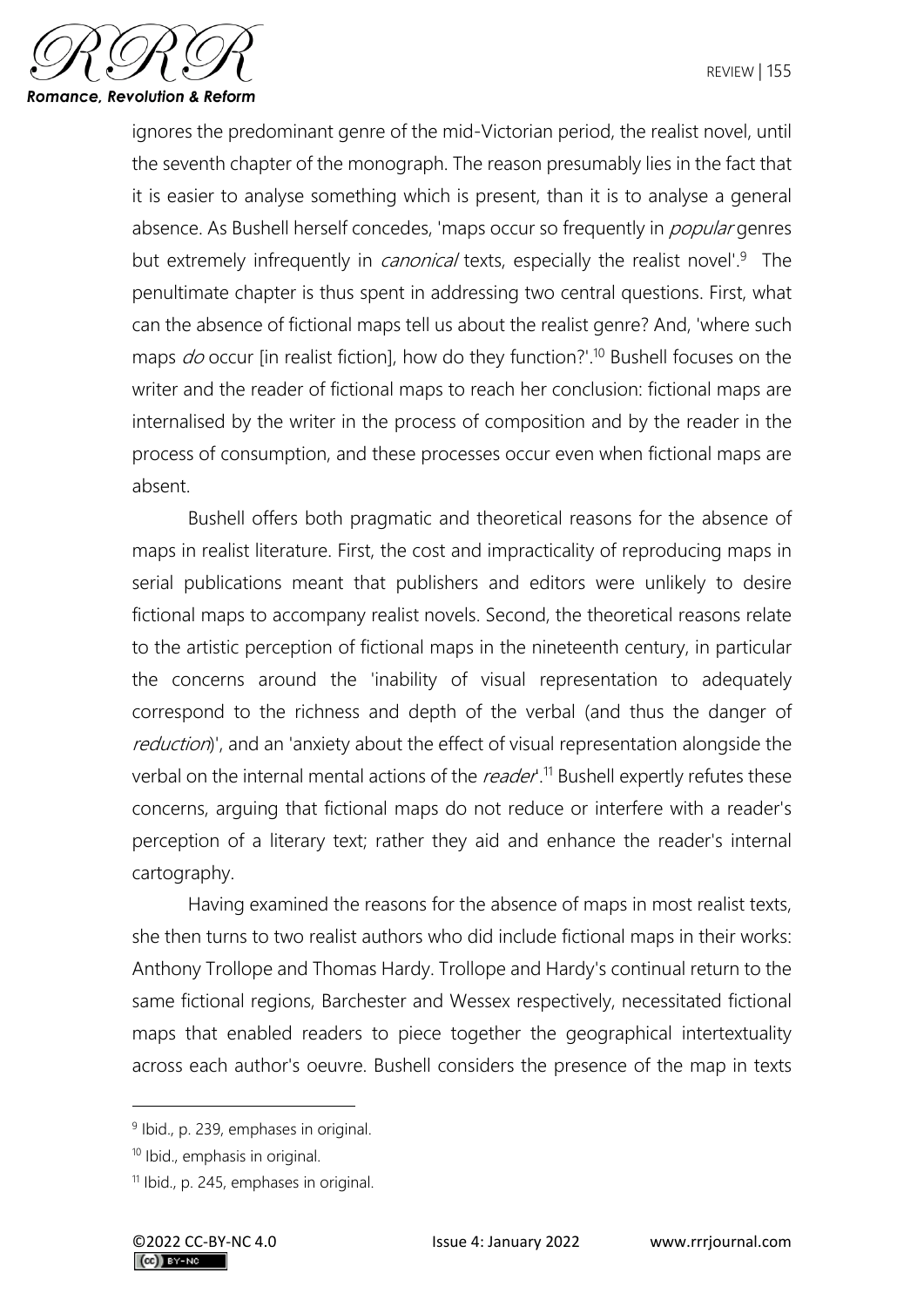ignores the predominant genre of the mid-Victorian period, the realist novel, until the seventh chapter of the monograph. The reason presumably lies in the fact that it is easier to analyse something which is present, than it is to analyse a general absence. As Bushell herself concedes, 'maps occur so frequently in *popular* genres but extremely infrequently in *canonical* texts, especially the realist novel'.[9] The penultimate chapter is thus spent in addressing two central questions. First, what can the absence of fictional maps tell us about the realist genre? And, 'where such maps *do* occur [in realist fiction], how do they function?'.[10] Bushell focuses on the writer and the reader of fictional maps to reach her conclusion: fictional maps are internalised by the writer in the process of composition and by the reader in the process of consumption, and these processes occur even when fictional maps are absent.

Bushell offers both pragmatic and theoretical reasons for the absence of maps in realist literature. First, the cost and impracticality of reproducing maps in serial publications meant that publishers and editors were unlikely to desire fictional maps to accompany realist novels. Second, the theoretical reasons relate to the artistic perception of fictional maps in the nineteenth century, in particular the concerns around the 'inability of visual representation to adequately correspond to the richness and depth of the verbal (and thus the danger of *reduction*)', and an 'anxiety about the effect of visual representation alongside the verbal on the internal mental actions of the *reader*'.[11] Bushell expertly refutes these concerns, arguing that fictional maps do not reduce or interfere with a reader's perception of a literary text; rather they aid and enhance the reader's internal cartography.

Having examined the reasons for the absence of maps in most realist texts, she then turns to two realist authors who did include fictional maps in their works: Anthony Trollope and Thomas Hardy. Trollope and Hardy's continual return to the same fictional regions, Barchester and Wessex respectively, necessitated fictional maps that enabled readers to piece together the geographical intertextuality across each author's oeuvre. Bushell considers the presence of the map in texts

[9] Ibid., p. 239, emphases in original.

[10] Ibid., emphasis in original.

[11] Ibid., p. 245, emphases in original.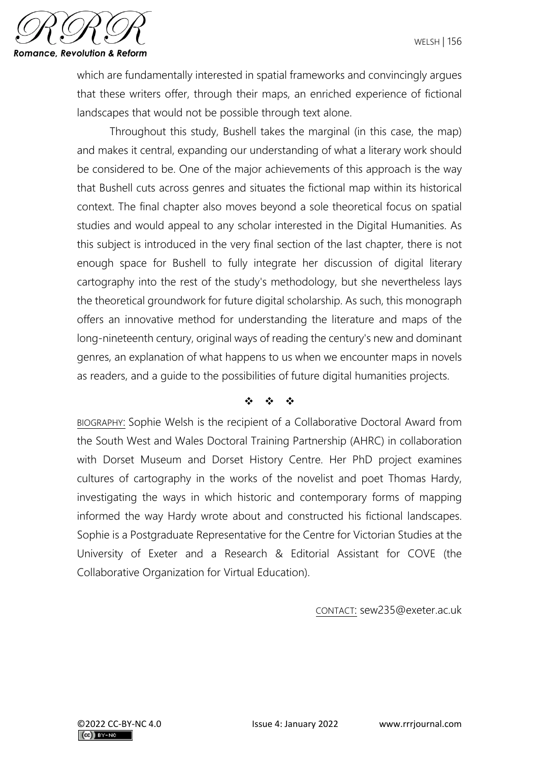which are fundamentally interested in spatial frameworks and convincingly argues that these writers offer, through their maps, an enriched experience of fictional landscapes that would not be possible through text alone.

Throughout this study, Bushell takes the marginal (in this case, the map) and makes it central, expanding our understanding of what a literary work should be considered to be. One of the major achievements of this approach is the way that Bushell cuts across genres and situates the fictional map within its historical context. The final chapter also moves beyond a sole theoretical focus on spatial studies and would appeal to any scholar interested in the Digital Humanities. As this subject is introduced in the very final section of the last chapter, there is not enough space for Bushell to fully integrate her discussion of digital literary cartography into the rest of the study's methodology, but she nevertheless lays the theoretical groundwork for future digital scholarship. As such, this monograph offers an innovative method for understanding the literature and maps of the long-nineteenth century, original ways of reading the century's new and dominant genres, an explanation of what happens to us when we encounter maps in novels as readers, and a guide to the possibilities of future digital humanities projects.

❖ ❖ ❖

BIOGRAPHY: Sophie Welsh is the recipient of a Collaborative Doctoral Award from the South West and Wales Doctoral Training Partnership (AHRC) in collaboration with Dorset Museum and Dorset History Centre. Her PhD project examines cultures of cartography in the works of the novelist and poet Thomas Hardy, investigating the ways in which historic and contemporary forms of mapping informed the way Hardy wrote about and constructed his fictional landscapes. Sophie is a Postgraduate Representative for the Centre for Victorian Studies at the University of Exeter and a Research & Editorial Assistant for COVE (the Collaborative Organization for Virtual Education).

CONTACT: sew235@exeter.ac.uk